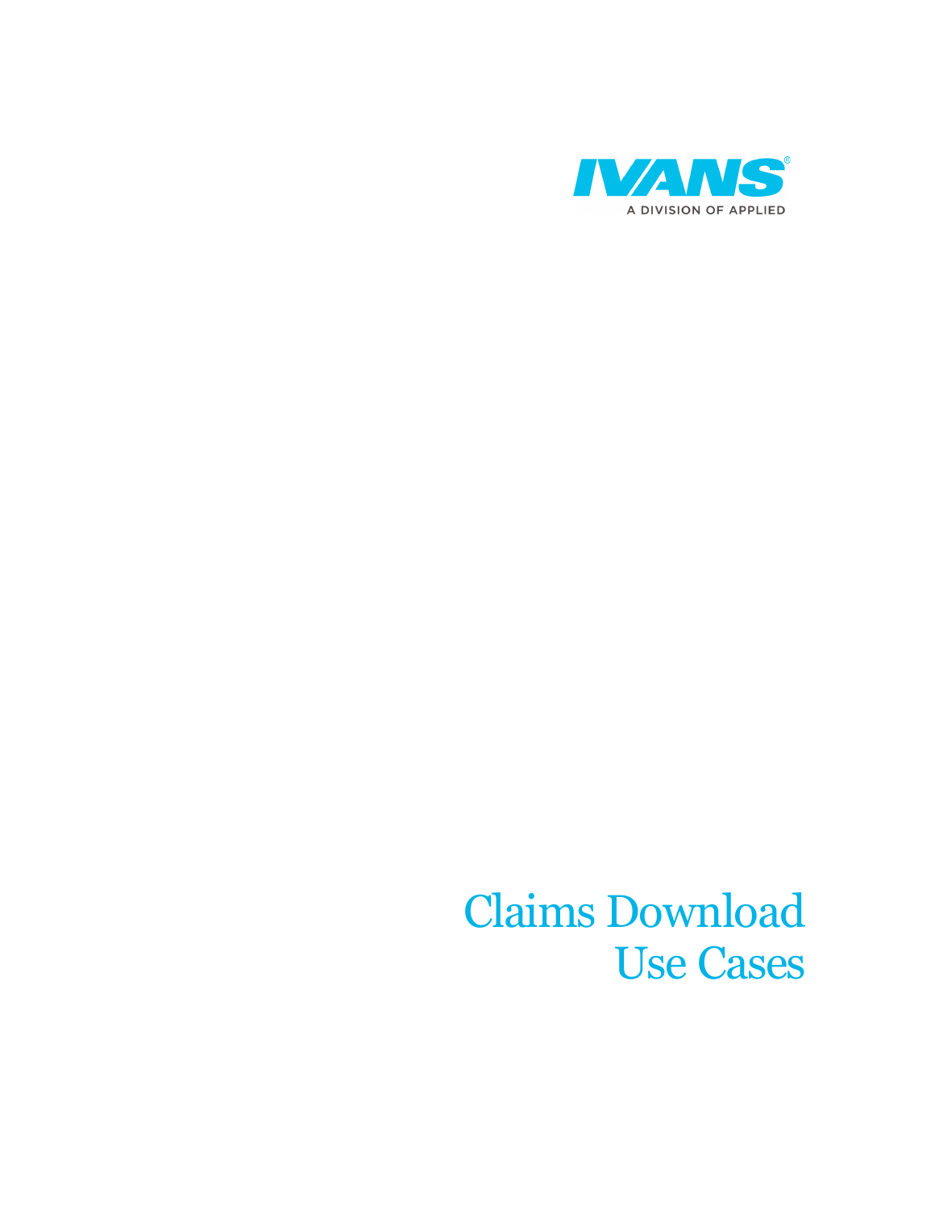IVANS®

A DIVISION OF APPLIED

# Claims Download Use Cases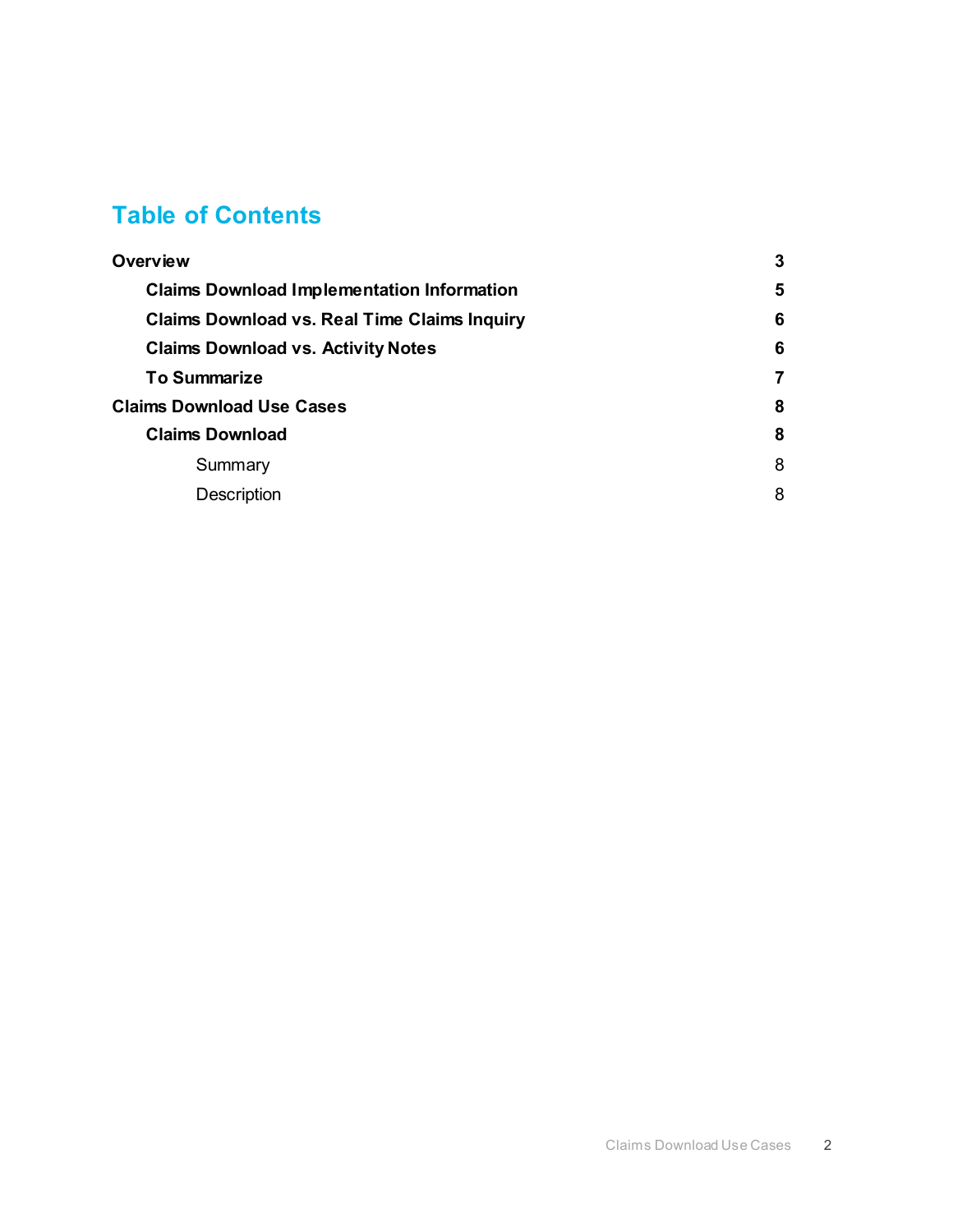# Table of Contents

| | |
|---|---|
| **Overview** | **3** |
| &nbsp;&nbsp;&nbsp;&nbsp;**Claims Download Implementation Information** | **5** |
| &nbsp;&nbsp;&nbsp;&nbsp;**Claims Download vs. Real Time Claims Inquiry** | **6** |
| &nbsp;&nbsp;&nbsp;&nbsp;**Claims Download vs. Activity Notes** | **6** |
| &nbsp;&nbsp;&nbsp;&nbsp;**To Summarize** | **7** |
| **Claims Download Use Cases** | **8** |
| &nbsp;&nbsp;&nbsp;&nbsp;**Claims Download** | **8** |
| &nbsp;&nbsp;&nbsp;&nbsp;&nbsp;&nbsp;&nbsp;&nbsp;Summary | 8 |
| &nbsp;&nbsp;&nbsp;&nbsp;&nbsp;&nbsp;&nbsp;&nbsp;Description | 8 |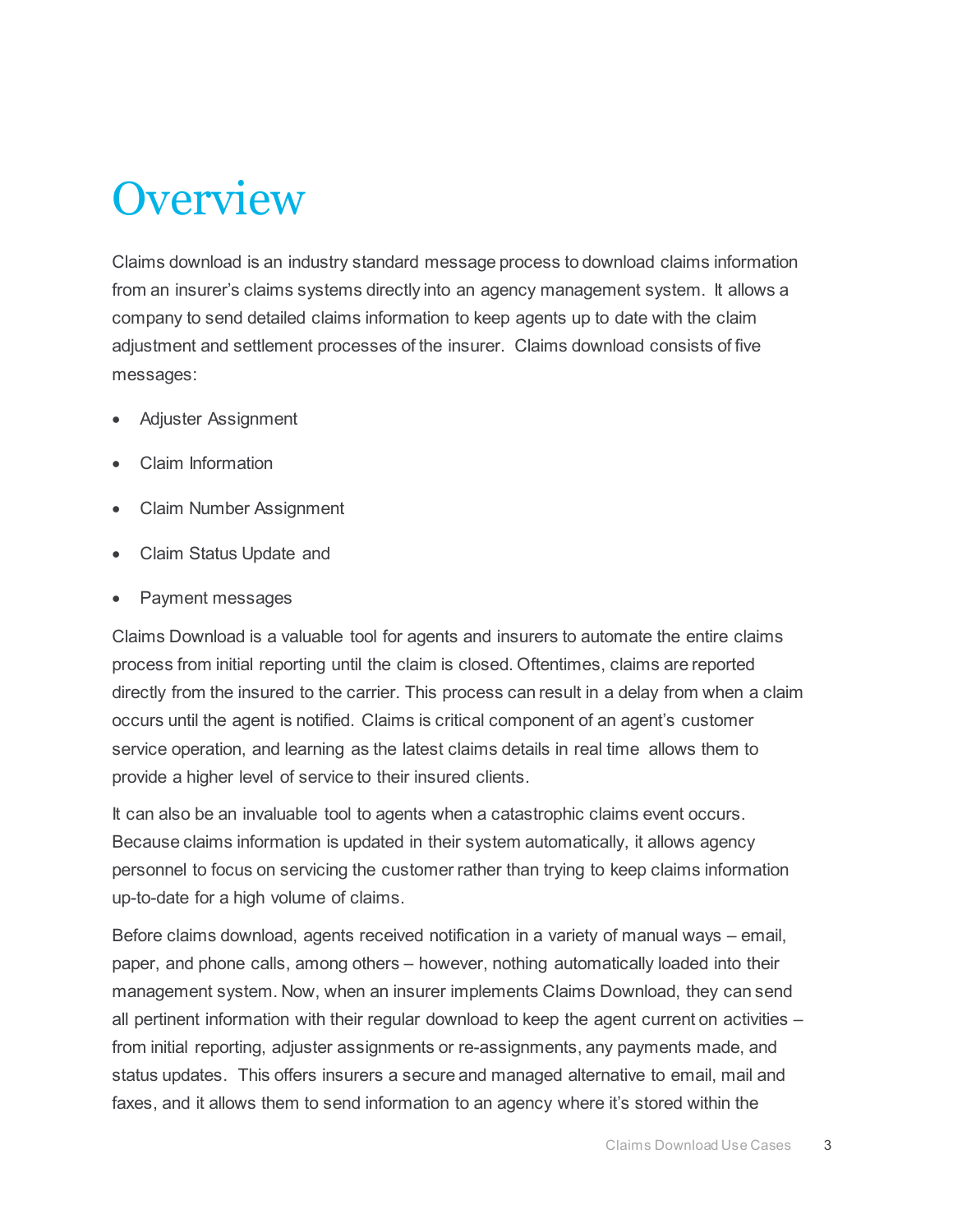# Overview

Claims download is an industry standard message process to download claims information from an insurer's claims systems directly into an agency management system. It allows a company to send detailed claims information to keep agents up to date with the claim adjustment and settlement processes of the insurer. Claims download consists of five messages:

- Adjuster Assignment
- Claim Information
- Claim Number Assignment
- Claim Status Update and
- Payment messages

Claims Download is a valuable tool for agents and insurers to automate the entire claims process from initial reporting until the claim is closed. Oftentimes, claims are reported directly from the insured to the carrier. This process can result in a delay from when a claim occurs until the agent is notified. Claims is critical component of an agent's customer service operation, and learning as the latest claims details in real time allows them to provide a higher level of service to their insured clients.

It can also be an invaluable tool to agents when a catastrophic claims event occurs. Because claims information is updated in their system automatically, it allows agency personnel to focus on servicing the customer rather than trying to keep claims information up-to-date for a high volume of claims.

Before claims download, agents received notification in a variety of manual ways – email, paper, and phone calls, among others – however, nothing automatically loaded into their management system. Now, when an insurer implements Claims Download, they can send all pertinent information with their regular download to keep the agent current on activities – from initial reporting, adjuster assignments or re-assignments, any payments made, and status updates. This offers insurers a secure and managed alternative to email, mail and faxes, and it allows them to send information to an agency where it's stored within the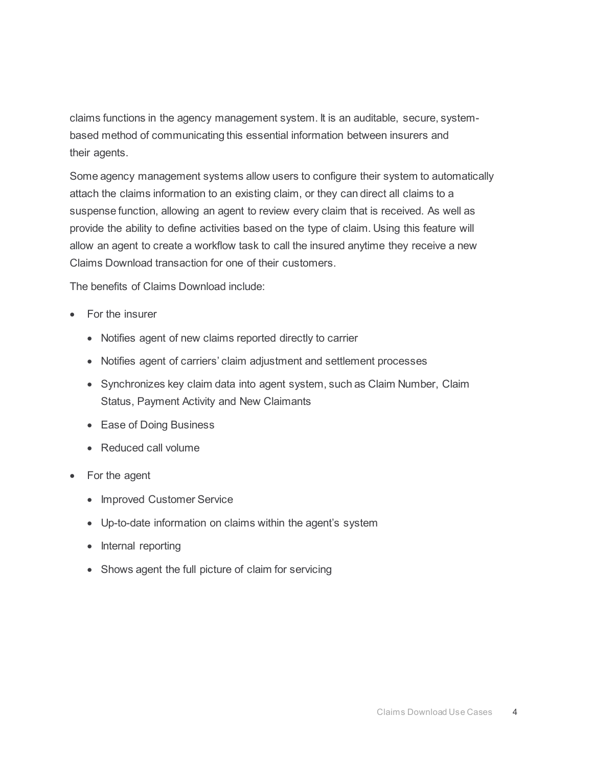claims functions in the agency management system. It is an auditable, secure, system-based method of communicating this essential information between insurers and their agents.

Some agency management systems allow users to configure their system to automatically attach the claims information to an existing claim, or they can direct all claims to a suspense function, allowing an agent to review every claim that is received. As well as provide the ability to define activities based on the type of claim. Using this feature will allow an agent to create a workflow task to call the insured anytime they receive a new Claims Download transaction for one of their customers.

The benefits of Claims Download include:

- For the insurer
  - Notifies agent of new claims reported directly to carrier
  - Notifies agent of carriers' claim adjustment and settlement processes
  - Synchronizes key claim data into agent system, such as Claim Number, Claim Status, Payment Activity and New Claimants
  - Ease of Doing Business
  - Reduced call volume
- For the agent
  - Improved Customer Service
  - Up-to-date information on claims within the agent's system
  - Internal reporting
  - Shows agent the full picture of claim for servicing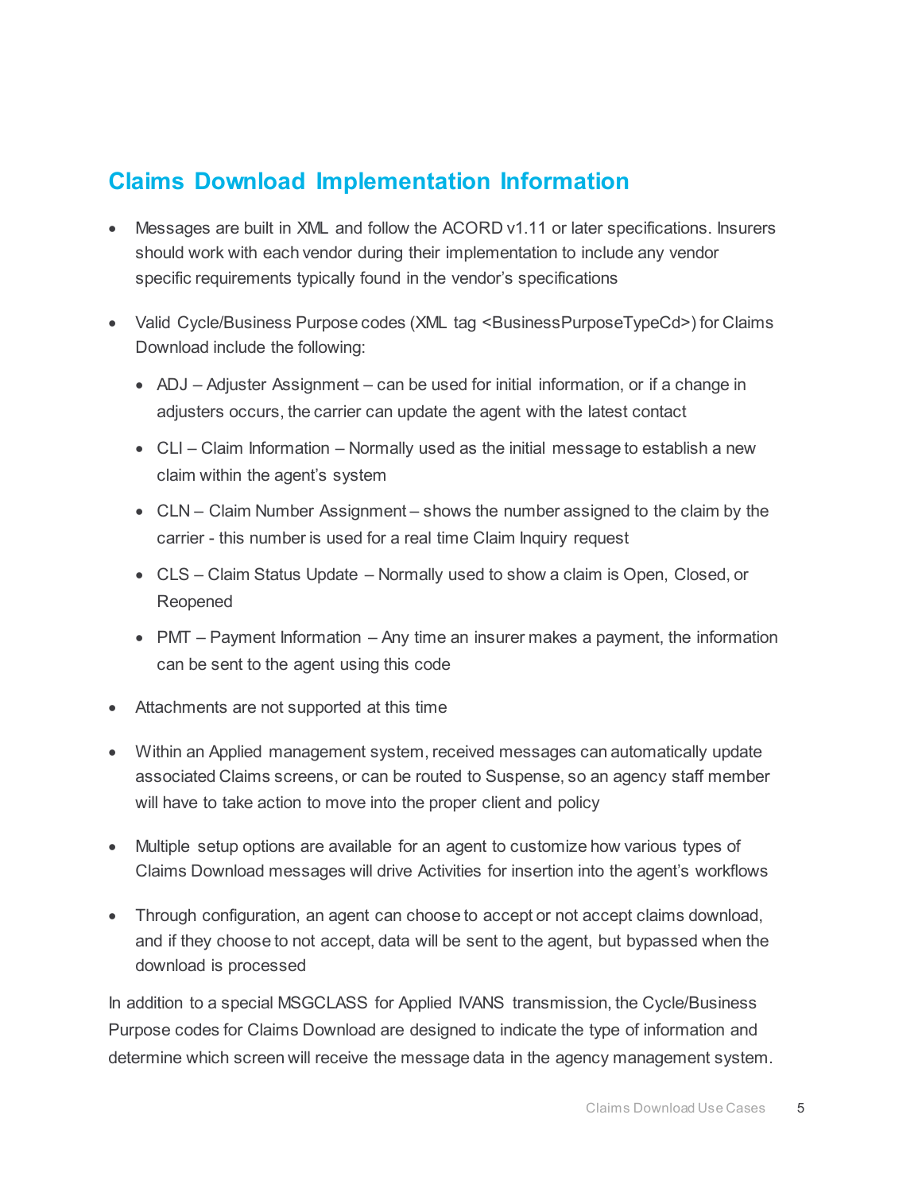## Claims Download Implementation Information

- Messages are built in XML and follow the ACORD v1.11 or later specifications. Insurers should work with each vendor during their implementation to include any vendor specific requirements typically found in the vendor's specifications
- Valid Cycle/Business Purpose codes (XML tag <BusinessPurposeTypeCd>) for Claims Download include the following:
  - ADJ – Adjuster Assignment – can be used for initial information, or if a change in adjusters occurs, the carrier can update the agent with the latest contact
  - CLI – Claim Information – Normally used as the initial message to establish a new claim within the agent's system
  - CLN – Claim Number Assignment – shows the number assigned to the claim by the carrier - this number is used for a real time Claim Inquiry request
  - CLS – Claim Status Update – Normally used to show a claim is Open, Closed, or Reopened
  - PMT – Payment Information – Any time an insurer makes a payment, the information can be sent to the agent using this code
- Attachments are not supported at this time
- Within an Applied management system, received messages can automatically update associated Claims screens, or can be routed to Suspense, so an agency staff member will have to take action to move into the proper client and policy
- Multiple setup options are available for an agent to customize how various types of Claims Download messages will drive Activities for insertion into the agent's workflows
- Through configuration, an agent can choose to accept or not accept claims download, and if they choose to not accept, data will be sent to the agent, but bypassed when the download is processed

In addition to a special MSGCLASS for Applied IVANS transmission, the Cycle/Business Purpose codes for Claims Download are designed to indicate the type of information and determine which screen will receive the message data in the agency management system.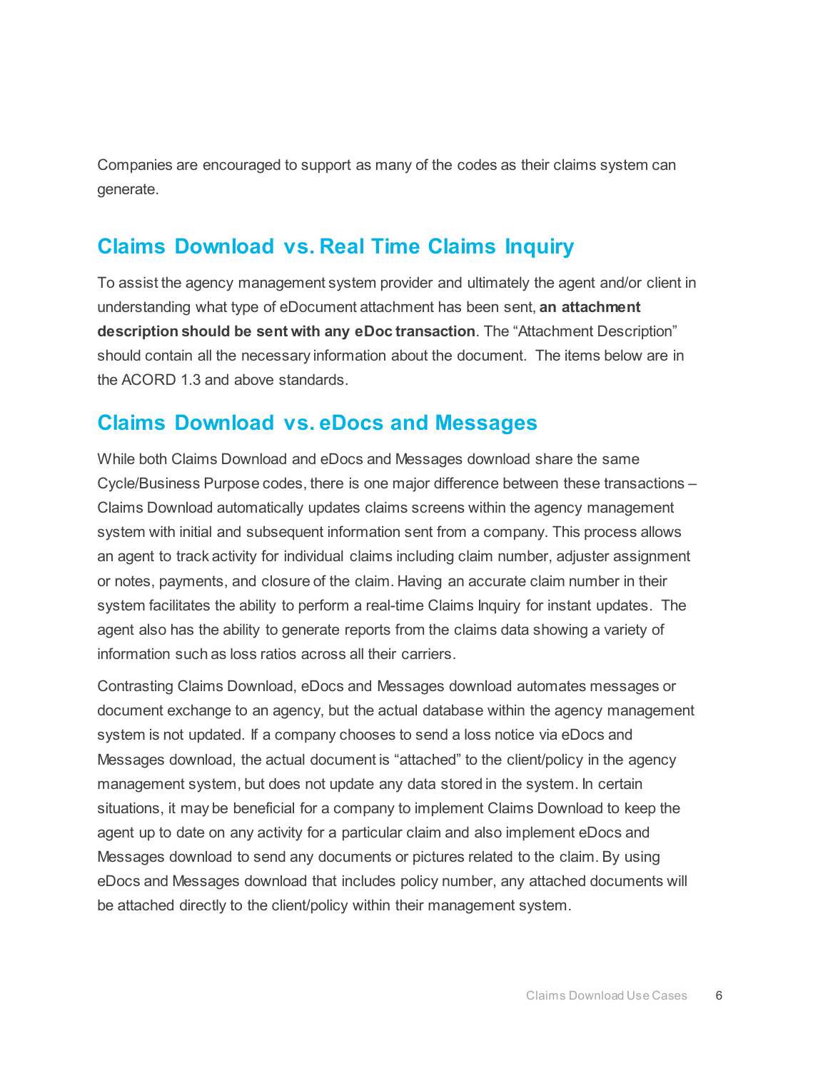Companies are encouraged to support as many of the codes as their claims system can generate.

## Claims Download vs. Real Time Claims Inquiry

To assist the agency management system provider and ultimately the agent and/or client in understanding what type of eDocument attachment has been sent, **an attachment description should be sent with any eDoc transaction**. The "Attachment Description" should contain all the necessary information about the document. The items below are in the ACORD 1.3 and above standards.

## Claims Download vs. eDocs and Messages

While both Claims Download and eDocs and Messages download share the same Cycle/Business Purpose codes, there is one major difference between these transactions – Claims Download automatically updates claims screens within the agency management system with initial and subsequent information sent from a company. This process allows an agent to track activity for individual claims including claim number, adjuster assignment or notes, payments, and closure of the claim. Having an accurate claim number in their system facilitates the ability to perform a real-time Claims Inquiry for instant updates. The agent also has the ability to generate reports from the claims data showing a variety of information such as loss ratios across all their carriers.

Contrasting Claims Download, eDocs and Messages download automates messages or document exchange to an agency, but the actual database within the agency management system is not updated. If a company chooses to send a loss notice via eDocs and Messages download, the actual document is "attached" to the client/policy in the agency management system, but does not update any data stored in the system. In certain situations, it may be beneficial for a company to implement Claims Download to keep the agent up to date on any activity for a particular claim and also implement eDocs and Messages download to send any documents or pictures related to the claim. By using eDocs and Messages download that includes policy number, any attached documents will be attached directly to the client/policy within their management system.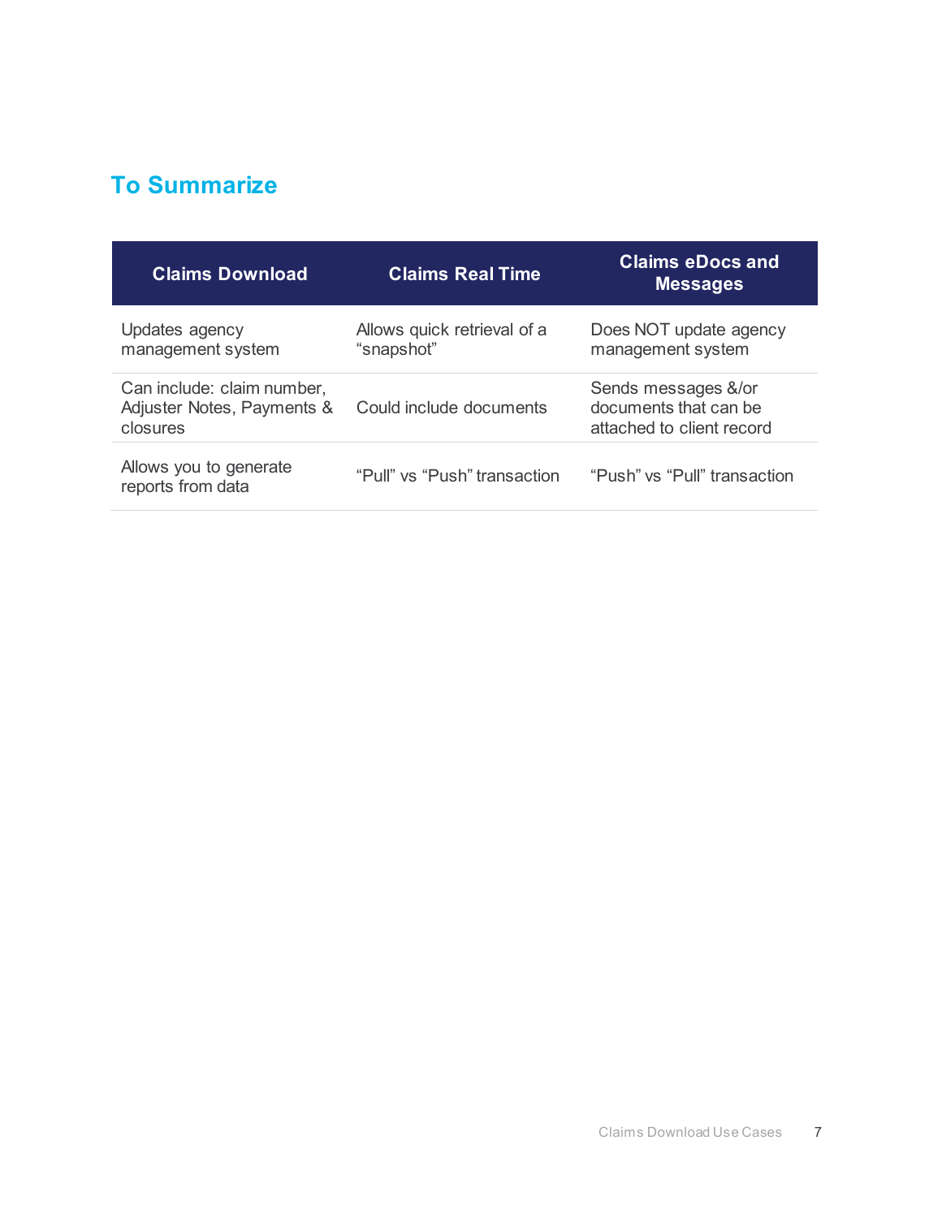## To Summarize

| Claims Download | Claims Real Time | Claims eDocs and Messages |
|---|---|---|
| Updates agency management system | Allows quick retrieval of a “snapshot” | Does NOT update agency management system |
| Can include: claim number, Adjuster Notes, Payments & closures | Could include documents | Sends messages &/or documents that can be attached to client record |
| Allows you to generate reports from data | “Pull” vs “Push” transaction | “Push” vs “Pull” transaction |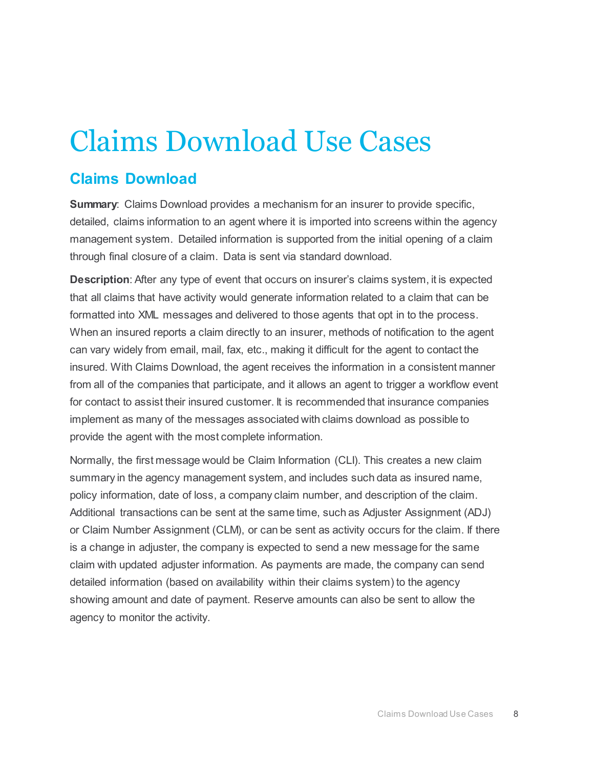# Claims Download Use Cases

## Claims Download

**Summary**: Claims Download provides a mechanism for an insurer to provide specific, detailed, claims information to an agent where it is imported into screens within the agency management system. Detailed information is supported from the initial opening of a claim through final closure of a claim. Data is sent via standard download.

**Description**: After any type of event that occurs on insurer's claims system, it is expected that all claims that have activity would generate information related to a claim that can be formatted into XML messages and delivered to those agents that opt in to the process. When an insured reports a claim directly to an insurer, methods of notification to the agent can vary widely from email, mail, fax, etc., making it difficult for the agent to contact the insured. With Claims Download, the agent receives the information in a consistent manner from all of the companies that participate, and it allows an agent to trigger a workflow event for contact to assist their insured customer. It is recommended that insurance companies implement as many of the messages associated with claims download as possible to provide the agent with the most complete information.

Normally, the first message would be Claim Information (CLI). This creates a new claim summary in the agency management system, and includes such data as insured name, policy information, date of loss, a company claim number, and description of the claim. Additional transactions can be sent at the same time, such as Adjuster Assignment (ADJ) or Claim Number Assignment (CLM), or can be sent as activity occurs for the claim. If there is a change in adjuster, the company is expected to send a new message for the same claim with updated adjuster information. As payments are made, the company can send detailed information (based on availability within their claims system) to the agency showing amount and date of payment. Reserve amounts can also be sent to allow the agency to monitor the activity.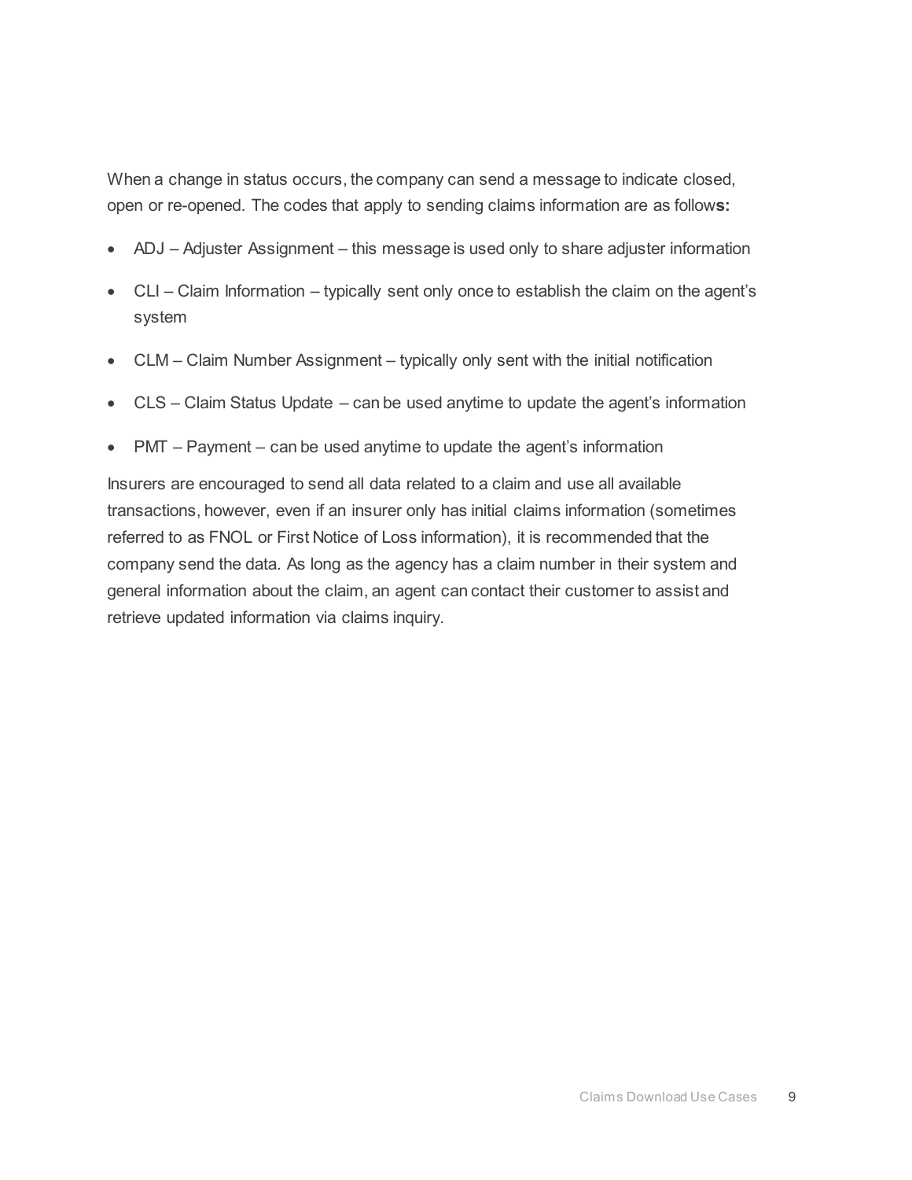When a change in status occurs, the company can send a message to indicate closed, open or re-opened. The codes that apply to sending claims information are as follows:

- ADJ – Adjuster Assignment – this message is used only to share adjuster information
- CLI – Claim Information – typically sent only once to establish the claim on the agent's system
- CLM – Claim Number Assignment – typically only sent with the initial notification
- CLS – Claim Status Update – can be used anytime to update the agent's information
- PMT – Payment – can be used anytime to update the agent's information

Insurers are encouraged to send all data related to a claim and use all available transactions, however, even if an insurer only has initial claims information (sometimes referred to as FNOL or First Notice of Loss information), it is recommended that the company send the data. As long as the agency has a claim number in their system and general information about the claim, an agent can contact their customer to assist and retrieve updated information via claims inquiry.